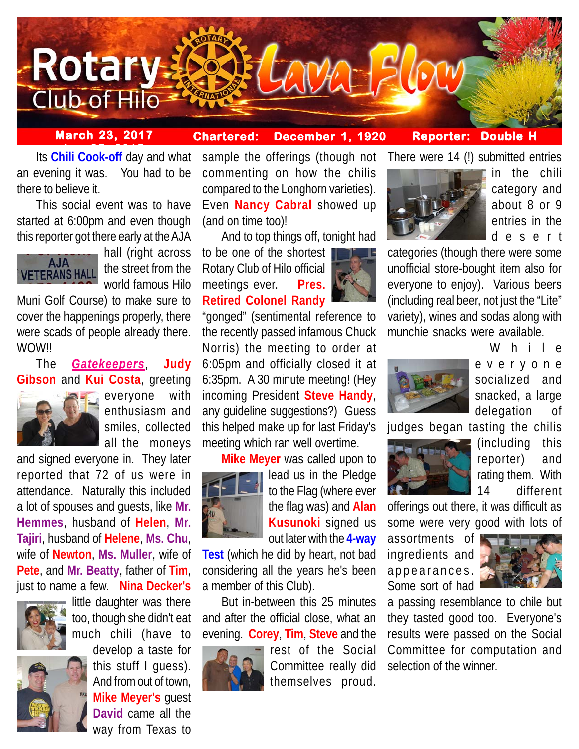# Rotary Club of Hilo — Lava Flow

**March 23, 2017** **Chartered: December 1, 1920** **Reporter: Double H**

Its **Chili Cook-off** day and what an evening it was. You had to be there to believe it.

This social event was to have started at 6:00pm and even though this reporter got there early at the AJA hall (right across the street from the world famous Hilo Muni Golf Course) to make sure to cover the happenings properly, there were scads of people already there. WOW!!

The ***Gatekeepers***, **Judy Gibson** and **Kui Costa**, greeting everyone with enthusiasm and smiles, collected all the moneys and signed everyone in. They later reported that 72 of us were in attendance. Naturally this included a lot of spouses and guests, like **Mr. Hemmes**, husband of **Helen**, **Mr. Tajiri**, husband of **Helene**, **Ms. Chu**, wife of **Newton**, **Ms. Muller**, wife of **Pete**, and **Mr. Beatty**, father of **Tim**, just to name a few. **Nina Decker's** little daughter was there too, though she didn't eat much chili (have to develop a taste for this stuff I guess). And from out of town, **Mike Meyer's** guest **David** came all the way from Texas to sample the offerings (though not commenting on how the chilis compared to the Longhorn varieties). Even **Nancy Cabral** showed up (and on time too)!

And to top things off, tonight had to be one of the shortest Rotary Club of Hilo official meetings ever. **Pres. Retired Colonel Randy** "gonged" (sentimental reference to the recently passed infamous Chuck Norris) the meeting to order at 6:05pm and officially closed it at 6:35pm. A 30 minute meeting! (Hey incoming President **Steve Handy**, any guideline suggestions?) Guess this helped make up for last Friday's meeting which ran well overtime.

**Mike Meyer** was called upon to lead us in the Pledge to the Flag (where ever the flag was) and **Alan Kusunoki** signed us out later with the **4-way Test** (which he did by heart, not bad considering all the years he's been a member of this Club).

But in-between this 25 minutes and after the official close, what an evening. **Corey**, **Tim**, **Steve** and the rest of the Social Committee really did themselves proud. There were 14 (!) submitted entries in the chili category and about 8 or 9 entries in the desert categories (though there were some unofficial store-bought item also for everyone to enjoy). Various beers (including real beer, not just the "Lite" variety), wines and sodas along with munchie snacks were available.

While everyone socialized and snacked, a large delegation of judges began tasting the chilis (including this reporter) and rating them. With 14 different offerings out there, it was difficult as some were very good with lots of assortments of ingredients and appearances. Some sort of had a passing resemblance to chile but they tasted good too. Everyone's results were passed on the Social Committee for computation and selection of the winner.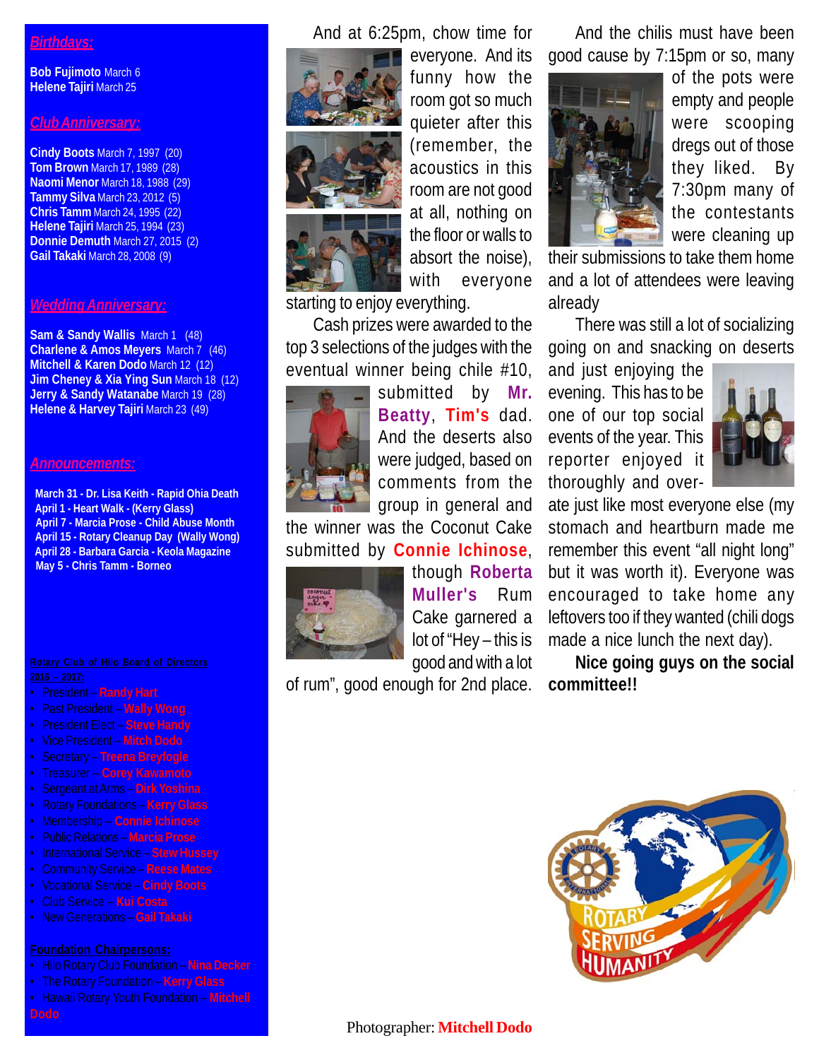## *Birthdays:*

**Bob Fujimoto** March 6
**Helene Tajiri** March 25

## *Club Anniversary:*

**Cindy Boots** March 7, 1997 (20)
**Tom Brown** March 17, 1989 (28)
**Naomi Menor** March 18, 1988 (29)
**Tammy Silva** March 23, 2012 (5)
**Chris Tamm** March 24, 1995 (22)
**Helene Tajiri** March 25, 1994 (23)
**Donnie Demuth** March 27, 2015 (2)
**Gail Takaki** March 28, 2008 (9)

## *Wedding Anniversary:*

**Sam & Sandy Wallis** March 1 (48)
**Charlene & Amos Meyers** March 7 (46)
**Mitchell & Karen Dodo** March 12 (12)
**Jim Cheney & Xia Ying Sun** March 18 (12)
**Jerry & Sandy Watanabe** March 19 (28)
**Helene & Harvey Tajiri** March 23 (49)

## *Announcements:*

**March 31 - Dr. Lisa Keith - Rapid Ohia Death**
**April 1 - Heart Walk - (Kerry Glass)**
**April 7 - Marcia Prose - Child Abuse Month**
**April 15 - Rotary Cleanup Day (Wally Wong)**
**April 28 - Barbara Garcia - Keola Magazine**
**May 5 - Chris Tamm - Borneo**

**Rotary Club of Hilo Board of Directors 2016 – 2017:**

- President – **Randy Hart**
- Past President – **Wally Wong**
- President Elect – **Steve Handy**
- Vice President – **Mitch Dodo**
- Secretary – **Treena Breyfogle**
- Treasurer – **Corey Kawamoto**
- Sergeant at Arms – **Dirk Yoshina**
- Rotary Foundations – **Kerry Glass**
- Membership – **Connie Ichinose**
- Public Relations – **Marcia Prose**
- International Service – **Stew Hussey**
- Community Service – **Reese Mates**
- Vocational Service – **Cindy Boots**
- Club Service – **Kui Costa**
- New Generations – **Gail Takaki**

**Foundation Chairpersons:**

- Hilo Rotary Club Foundation – **Nina Decker**
- The Rotary Foundation – **Kerry Glass**
- Hawaii Rotary Youth Foundation – **Mitchell Dodo**

And at 6:25pm, chow time for everyone. And its funny how the room got so much quieter after this (remember, the acoustics in this room are not good at all, nothing on the floor or walls to absort the noise), with everyone starting to enjoy everything.

Cash prizes were awarded to the top 3 selections of the judges with the eventual winner being chile #10, submitted by **Mr. Beatty**, **Tim's** dad. And the deserts also were judged, based on comments from the group in general and the winner was the Coconut Cake submitted by **Connie Ichinose**, though **Roberta Muller's** Rum Cake garnered a lot of "Hey – this is good and with a lot of rum", good enough for 2nd place.

Photographer: **Mitchell Dodo**

And the chilis must have been good cause by 7:15pm or so, many of the pots were empty and people were scooping dregs out of those they liked. By 7:30pm many of the contestants were cleaning up their submissions to take them home and a lot of attendees were leaving already

There was still a lot of socializing going on and snacking on deserts and just enjoying the evening. This has to be one of our top social events of the year. This reporter enjoyed it thoroughly and over-ate just like most everyone else (my stomach and heartburn made me remember this event "all night long" but it was worth it). Everyone was encouraged to take home any leftovers too if they wanted (chili dogs made a nice lunch the next day).

**Nice going guys on the social committee!!**